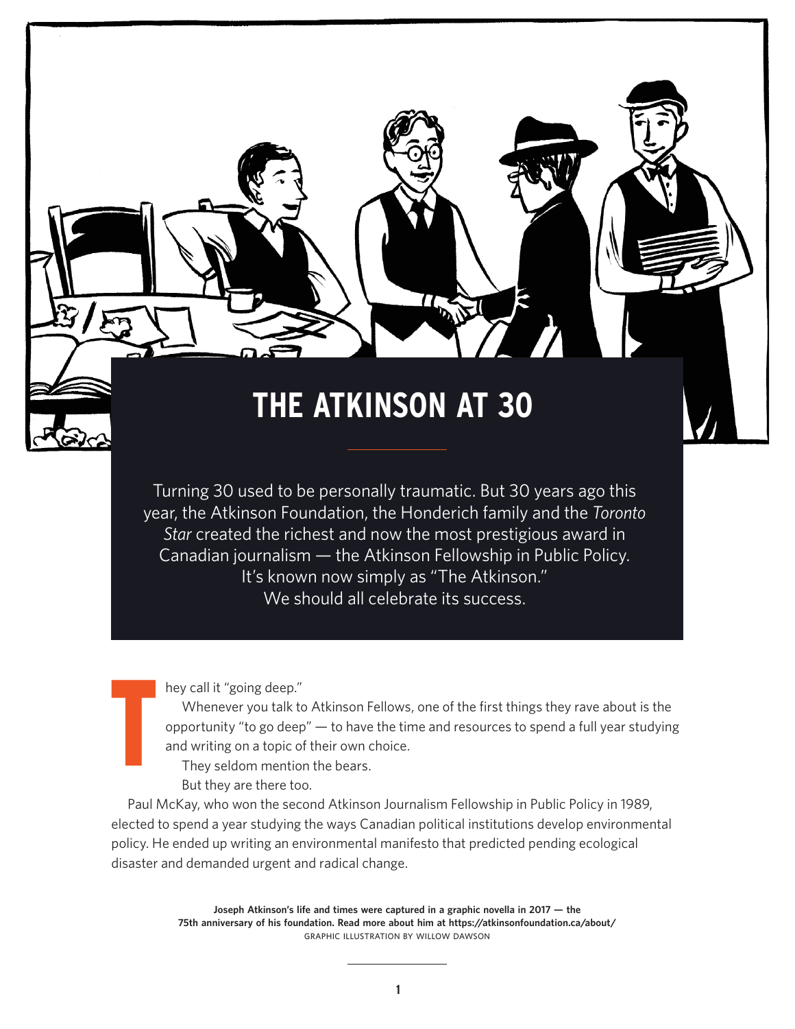# THE ATKINSON AT 30

Turning 30 used to be personally traumatic. But 30 years ago this year, the Atkinson Foundation, the Honderich family and the *Toronto Star* created the richest and now the most prestigious award in Canadian journalism — the Atkinson Fellowship in Public Policy. It's known now simply as "The Atkinson." We should all celebrate its success.

They call it "going deep."

Whenever you talk to Atkinson Fellows, one of the first things they rave about is the opportunity "to go deep" — to have the time and resources to spend a full year studying and writing on a topic of their own choice.

They seldom mention the bears.

But they are there too.

Paul McKay, who won the second Atkinson Journalism Fellowship in Public Policy in 1989, elected to spend a year studying the ways Canadian political institutions develop environmental policy. He ended up writing an environmental manifesto that predicted pending ecological disaster and demanded urgent and radical change.

**Joseph Atkinson's life and times were captured in a graphic novella in 2017 — the 75th anniversary of his foundation. Read more about him at https://atkinsonfoundation.ca/about/**
GRAPHIC ILLUSTRATION BY WILLOW DAWSON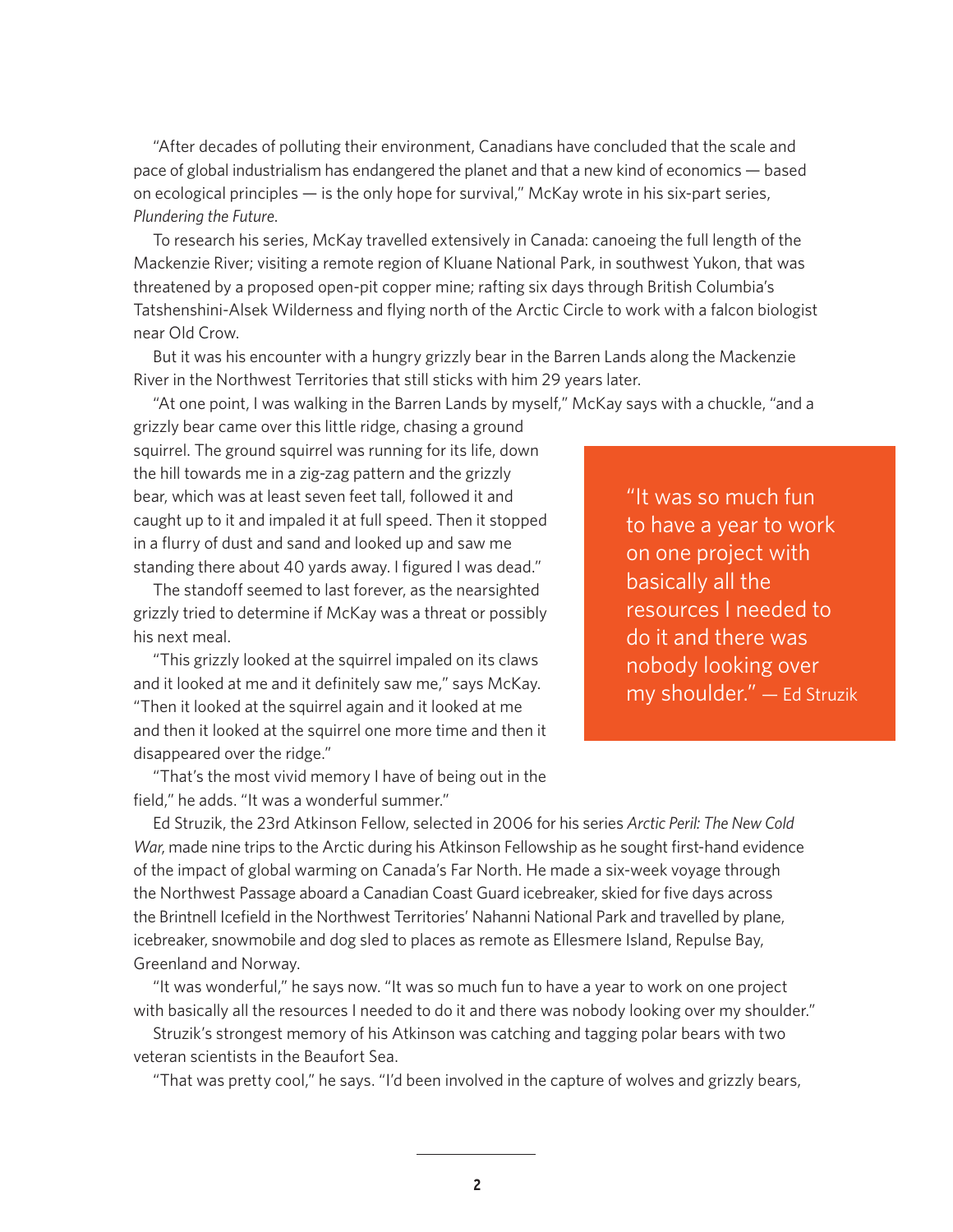"After decades of polluting their environment, Canadians have concluded that the scale and pace of global industrialism has endangered the planet and that a new kind of economics — based on ecological principles — is the only hope for survival," McKay wrote in his six-part series, *Plundering the Future*.

To research his series, McKay travelled extensively in Canada: canoeing the full length of the Mackenzie River; visiting a remote region of Kluane National Park, in southwest Yukon, that was threatened by a proposed open-pit copper mine; rafting six days through British Columbia's Tatshenshini-Alsek Wilderness and flying north of the Arctic Circle to work with a falcon biologist near Old Crow.

But it was his encounter with a hungry grizzly bear in the Barren Lands along the Mackenzie River in the Northwest Territories that still sticks with him 29 years later.

"At one point, I was walking in the Barren Lands by myself," McKay says with a chuckle, "and a grizzly bear came over this little ridge, chasing a ground squirrel. The ground squirrel was running for its life, down the hill towards me in a zig-zag pattern and the grizzly bear, which was at least seven feet tall, followed it and caught up to it and impaled it at full speed. Then it stopped in a flurry of dust and sand and looked up and saw me standing there about 40 yards away. I figured I was dead."

The standoff seemed to last forever, as the nearsighted grizzly tried to determine if McKay was a threat or possibly his next meal.

"This grizzly looked at the squirrel impaled on its claws and it looked at me and it definitely saw me," says McKay. "Then it looked at the squirrel again and it looked at me and then it looked at the squirrel one more time and then it disappeared over the ridge."

"That's the most vivid memory I have of being out in the field," he adds. "It was a wonderful summer."

> "It was so much fun to have a year to work on one project with basically all the resources I needed to do it and there was nobody looking over my shoulder." — Ed Struzik

Ed Struzik, the 23rd Atkinson Fellow, selected in 2006 for his series *Arctic Peril: The New Cold War,* made nine trips to the Arctic during his Atkinson Fellowship as he sought first-hand evidence of the impact of global warming on Canada's Far North. He made a six-week voyage through the Northwest Passage aboard a Canadian Coast Guard icebreaker, skied for five days across the Brintnell Icefield in the Northwest Territories' Nahanni National Park and travelled by plane, icebreaker, snowmobile and dog sled to places as remote as Ellesmere Island, Repulse Bay, Greenland and Norway.

"It was wonderful," he says now. "It was so much fun to have a year to work on one project with basically all the resources I needed to do it and there was nobody looking over my shoulder."

Struzik's strongest memory of his Atkinson was catching and tagging polar bears with two veteran scientists in the Beaufort Sea.

"That was pretty cool," he says. "I'd been involved in the capture of wolves and grizzly bears,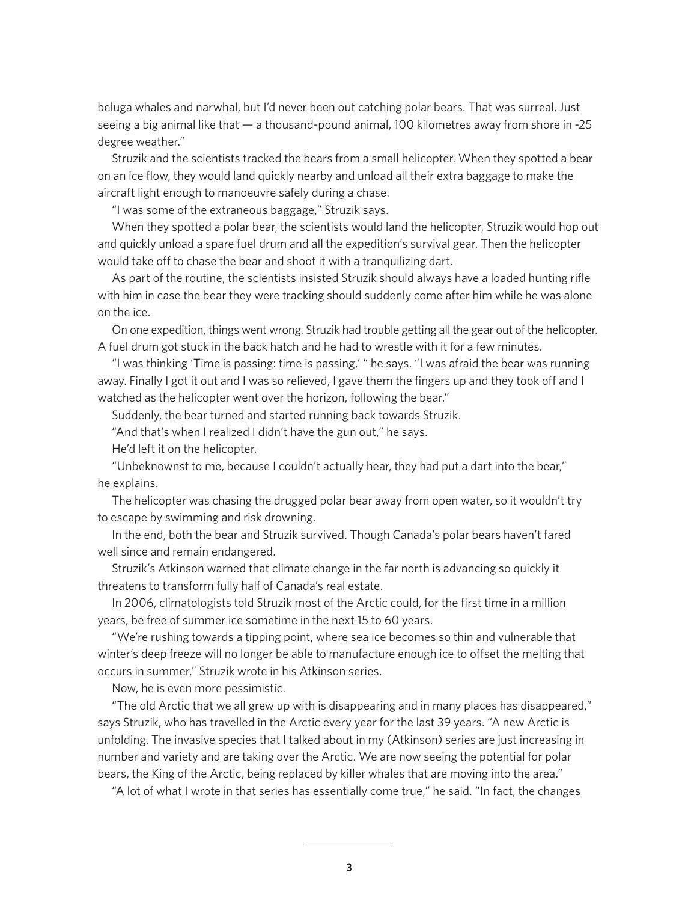beluga whales and narwhal, but I'd never been out catching polar bears. That was surreal. Just seeing a big animal like that — a thousand-pound animal, 100 kilometres away from shore in -25 degree weather."

Struzik and the scientists tracked the bears from a small helicopter. When they spotted a bear on an ice flow, they would land quickly nearby and unload all their extra baggage to make the aircraft light enough to manoeuvre safely during a chase.

"I was some of the extraneous baggage," Struzik says.

When they spotted a polar bear, the scientists would land the helicopter, Struzik would hop out and quickly unload a spare fuel drum and all the expedition's survival gear. Then the helicopter would take off to chase the bear and shoot it with a tranquilizing dart.

As part of the routine, the scientists insisted Struzik should always have a loaded hunting rifle with him in case the bear they were tracking should suddenly come after him while he was alone on the ice.

On one expedition, things went wrong. Struzik had trouble getting all the gear out of the helicopter. A fuel drum got stuck in the back hatch and he had to wrestle with it for a few minutes.

"I was thinking 'Time is passing: time is passing,' " he says. "I was afraid the bear was running away. Finally I got it out and I was so relieved, I gave them the fingers up and they took off and I watched as the helicopter went over the horizon, following the bear."

Suddenly, the bear turned and started running back towards Struzik.

"And that's when I realized I didn't have the gun out," he says.

He'd left it on the helicopter.

"Unbeknownst to me, because I couldn't actually hear, they had put a dart into the bear," he explains.

The helicopter was chasing the drugged polar bear away from open water, so it wouldn't try to escape by swimming and risk drowning.

In the end, both the bear and Struzik survived. Though Canada's polar bears haven't fared well since and remain endangered.

Struzik's Atkinson warned that climate change in the far north is advancing so quickly it threatens to transform fully half of Canada's real estate.

In 2006, climatologists told Struzik most of the Arctic could, for the first time in a million years, be free of summer ice sometime in the next 15 to 60 years.

"We're rushing towards a tipping point, where sea ice becomes so thin and vulnerable that winter's deep freeze will no longer be able to manufacture enough ice to offset the melting that occurs in summer," Struzik wrote in his Atkinson series.

Now, he is even more pessimistic.

"The old Arctic that we all grew up with is disappearing and in many places has disappeared," says Struzik, who has travelled in the Arctic every year for the last 39 years. "A new Arctic is unfolding. The invasive species that I talked about in my (Atkinson) series are just increasing in number and variety and are taking over the Arctic. We are now seeing the potential for polar bears, the King of the Arctic, being replaced by killer whales that are moving into the area."

"A lot of what I wrote in that series has essentially come true," he said. "In fact, the changes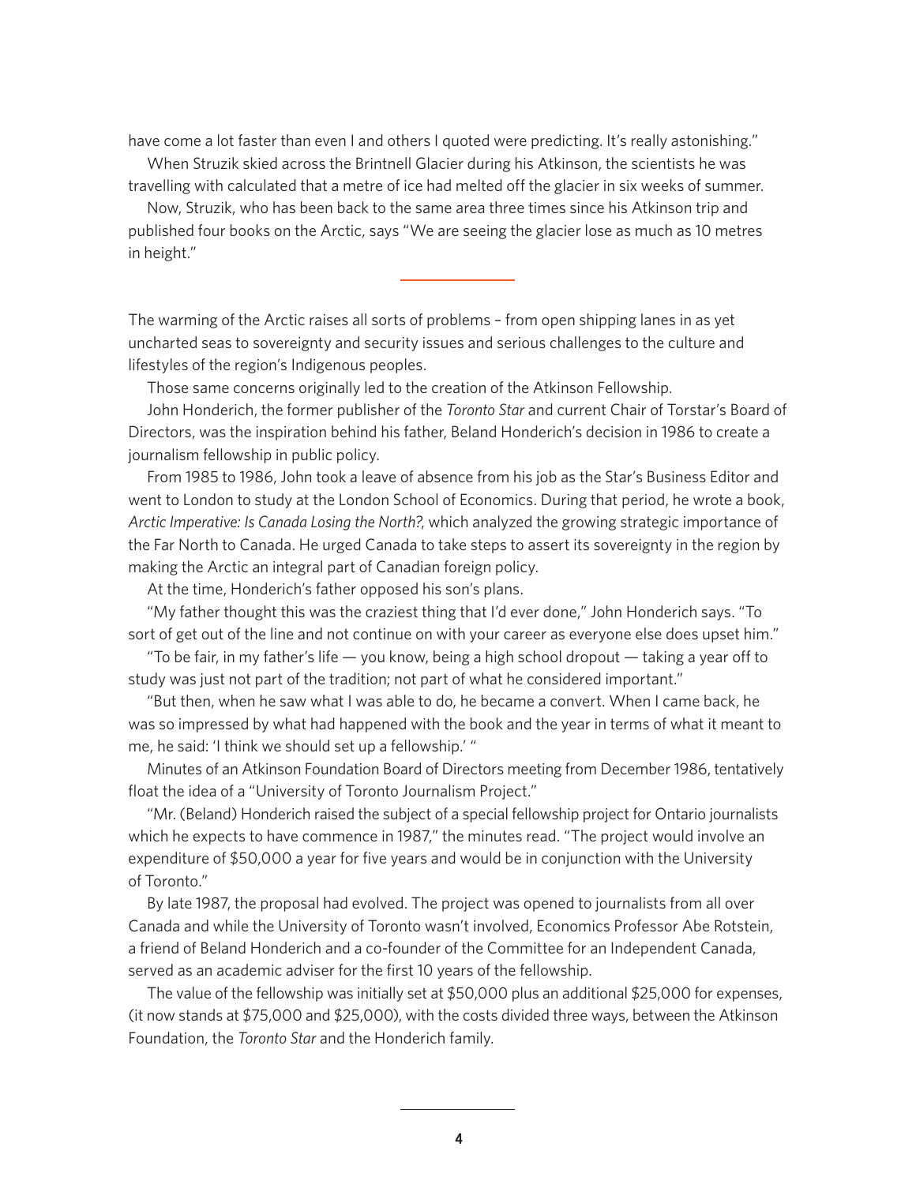have come a lot faster than even I and others I quoted were predicting. It's really astonishing."

When Struzik skied across the Brintnell Glacier during his Atkinson, the scientists he was travelling with calculated that a metre of ice had melted off the glacier in six weeks of summer.

Now, Struzik, who has been back to the same area three times since his Atkinson trip and published four books on the Arctic, says "We are seeing the glacier lose as much as 10 metres in height."

---

The warming of the Arctic raises all sorts of problems – from open shipping lanes in as yet uncharted seas to sovereignty and security issues and serious challenges to the culture and lifestyles of the region's Indigenous peoples.

Those same concerns originally led to the creation of the Atkinson Fellowship.

John Honderich, the former publisher of the *Toronto Star* and current Chair of Torstar's Board of Directors, was the inspiration behind his father, Beland Honderich's decision in 1986 to create a journalism fellowship in public policy.

From 1985 to 1986, John took a leave of absence from his job as the Star's Business Editor and went to London to study at the London School of Economics. During that period, he wrote a book, *Arctic Imperative: Is Canada Losing the North?*, which analyzed the growing strategic importance of the Far North to Canada. He urged Canada to take steps to assert its sovereignty in the region by making the Arctic an integral part of Canadian foreign policy.

At the time, Honderich's father opposed his son's plans.

"My father thought this was the craziest thing that I'd ever done," John Honderich says. "To sort of get out of the line and not continue on with your career as everyone else does upset him."

"To be fair, in my father's life — you know, being a high school dropout — taking a year off to study was just not part of the tradition; not part of what he considered important."

"But then, when he saw what I was able to do, he became a convert. When I came back, he was so impressed by what had happened with the book and the year in terms of what it meant to me, he said: 'I think we should set up a fellowship.' "

Minutes of an Atkinson Foundation Board of Directors meeting from December 1986, tentatively float the idea of a "University of Toronto Journalism Project."

"Mr. (Beland) Honderich raised the subject of a special fellowship project for Ontario journalists which he expects to have commence in 1987," the minutes read. "The project would involve an expenditure of $50,000 a year for five years and would be in conjunction with the University of Toronto."

By late 1987, the proposal had evolved. The project was opened to journalists from all over Canada and while the University of Toronto wasn't involved, Economics Professor Abe Rotstein, a friend of Beland Honderich and a co-founder of the Committee for an Independent Canada, served as an academic adviser for the first 10 years of the fellowship.

The value of the fellowship was initially set at $50,000 plus an additional $25,000 for expenses, (it now stands at $75,000 and $25,000), with the costs divided three ways, between the Atkinson Foundation, the *Toronto Star* and the Honderich family.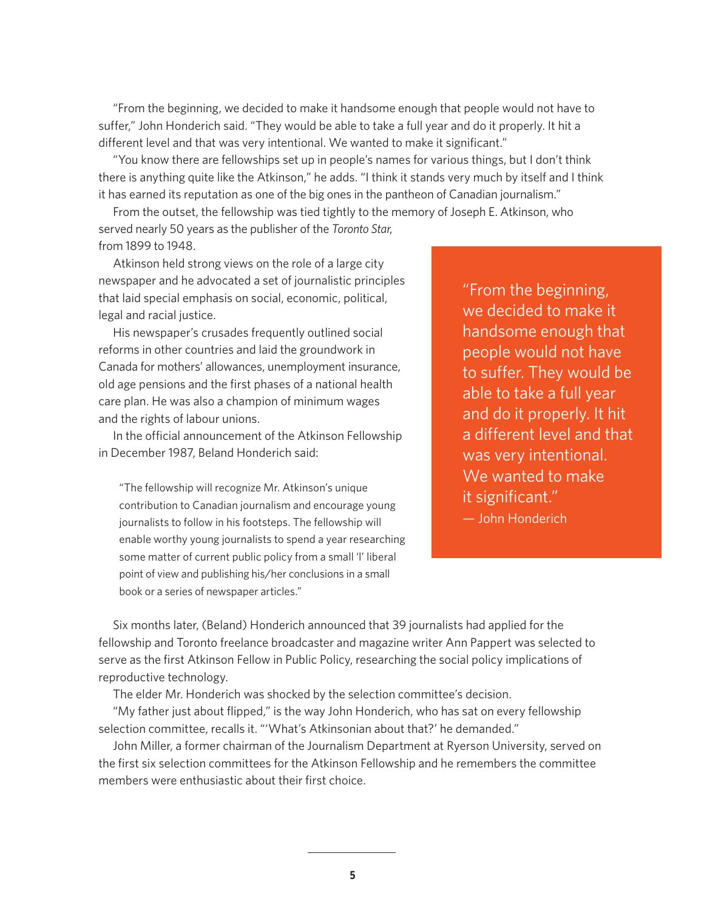"From the beginning, we decided to make it handsome enough that people would not have to suffer," John Honderich said. "They would be able to take a full year and do it properly. It hit a different level and that was very intentional. We wanted to make it significant."

"You know there are fellowships set up in people's names for various things, but I don't think there is anything quite like the Atkinson," he adds. "I think it stands very much by itself and I think it has earned its reputation as one of the big ones in the pantheon of Canadian journalism."

From the outset, the fellowship was tied tightly to the memory of Joseph E. Atkinson, who served nearly 50 years as the publisher of the *Toronto Star,* from 1899 to 1948.

Atkinson held strong views on the role of a large city newspaper and he advocated a set of journalistic principles that laid special emphasis on social, economic, political, legal and racial justice.

His newspaper's crusades frequently outlined social reforms in other countries and laid the groundwork in Canada for mothers' allowances, unemployment insurance, old age pensions and the first phases of a national health care plan. He was also a champion of minimum wages and the rights of labour unions.

In the official announcement of the Atkinson Fellowship in December 1987, Beland Honderich said:

> "The fellowship will recognize Mr. Atkinson's unique contribution to Canadian journalism and encourage young journalists to follow in his footsteps. The fellowship will enable worthy young journalists to spend a year researching some matter of current public policy from a small 'l' liberal point of view and publishing his/her conclusions in a small book or a series of newspaper articles."

> "From the beginning, we decided to make it handsome enough that people would not have to suffer. They would be able to take a full year and do it properly. It hit a different level and that was very intentional. We wanted to make it significant."
> — John Honderich

Six months later, (Beland) Honderich announced that 39 journalists had applied for the fellowship and Toronto freelance broadcaster and magazine writer Ann Pappert was selected to serve as the first Atkinson Fellow in Public Policy, researching the social policy implications of reproductive technology.

The elder Mr. Honderich was shocked by the selection committee's decision.

"My father just about flipped," is the way John Honderich, who has sat on every fellowship selection committee, recalls it. "'What's Atkinsonian about that?' he demanded."

John Miller, a former chairman of the Journalism Department at Ryerson University, served on the first six selection committees for the Atkinson Fellowship and he remembers the committee members were enthusiastic about their first choice.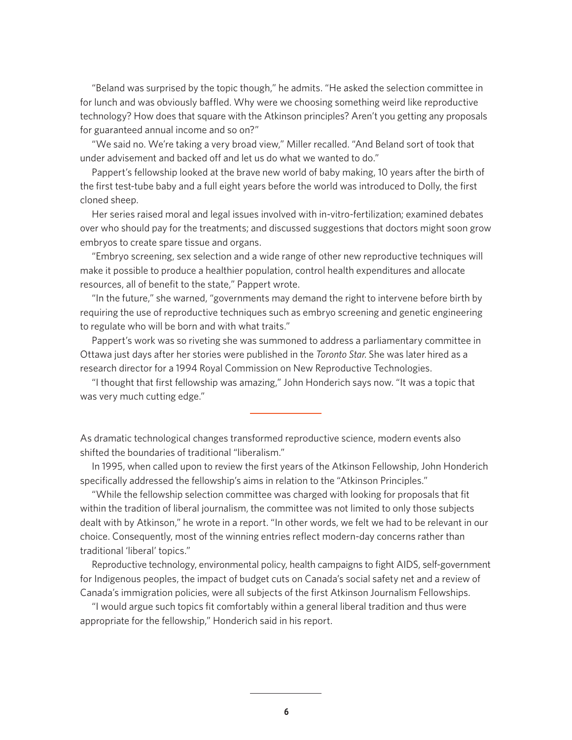"Beland was surprised by the topic though," he admits. "He asked the selection committee in for lunch and was obviously baffled. Why were we choosing something weird like reproductive technology? How does that square with the Atkinson principles? Aren't you getting any proposals for guaranteed annual income and so on?"

"We said no. We're taking a very broad view," Miller recalled. "And Beland sort of took that under advisement and backed off and let us do what we wanted to do."

Pappert's fellowship looked at the brave new world of baby making, 10 years after the birth of the first test-tube baby and a full eight years before the world was introduced to Dolly, the first cloned sheep.

Her series raised moral and legal issues involved with in-vitro-fertilization; examined debates over who should pay for the treatments; and discussed suggestions that doctors might soon grow embryos to create spare tissue and organs.

"Embryo screening, sex selection and a wide range of other new reproductive techniques will make it possible to produce a healthier population, control health expenditures and allocate resources, all of benefit to the state," Pappert wrote.

"In the future," she warned, "governments may demand the right to intervene before birth by requiring the use of reproductive techniques such as embryo screening and genetic engineering to regulate who will be born and with what traits."

Pappert's work was so riveting she was summoned to address a parliamentary committee in Ottawa just days after her stories were published in the *Toronto Star*. She was later hired as a research director for a 1994 Royal Commission on New Reproductive Technologies.

"I thought that first fellowship was amazing," John Honderich says now. "It was a topic that was very much cutting edge."

---

As dramatic technological changes transformed reproductive science, modern events also shifted the boundaries of traditional "liberalism."

In 1995, when called upon to review the first years of the Atkinson Fellowship, John Honderich specifically addressed the fellowship's aims in relation to the "Atkinson Principles."

"While the fellowship selection committee was charged with looking for proposals that fit within the tradition of liberal journalism, the committee was not limited to only those subjects dealt with by Atkinson," he wrote in a report. "In other words, we felt we had to be relevant in our choice. Consequently, most of the winning entries reflect modern-day concerns rather than traditional 'liberal' topics."

Reproductive technology, environmental policy, health campaigns to fight AIDS, self-government for Indigenous peoples, the impact of budget cuts on Canada's social safety net and a review of Canada's immigration policies, were all subjects of the first Atkinson Journalism Fellowships.

"I would argue such topics fit comfortably within a general liberal tradition and thus were appropriate for the fellowship," Honderich said in his report.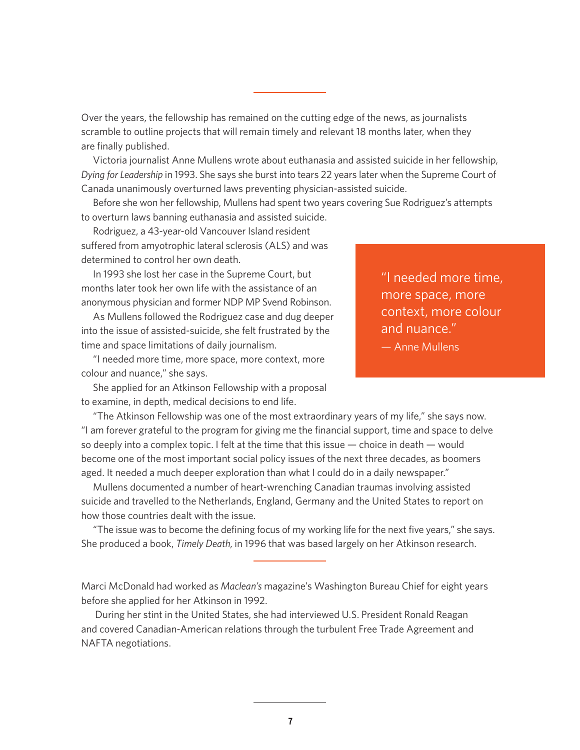---

Over the years, the fellowship has remained on the cutting edge of the news, as journalists scramble to outline projects that will remain timely and relevant 18 months later, when they are finally published.

Victoria journalist Anne Mullens wrote about euthanasia and assisted suicide in her fellowship, *Dying for Leadership* in 1993. She says she burst into tears 22 years later when the Supreme Court of Canada unanimously overturned laws preventing physician-assisted suicide.

Before she won her fellowship, Mullens had spent two years covering Sue Rodriguez's attempts to overturn laws banning euthanasia and assisted suicide.

Rodriguez, a 43-year-old Vancouver Island resident suffered from amyotrophic lateral sclerosis (ALS) and was determined to control her own death.

In 1993 she lost her case in the Supreme Court, but months later took her own life with the assistance of an anonymous physician and former NDP MP Svend Robinson.

As Mullens followed the Rodriguez case and dug deeper into the issue of assisted-suicide, she felt frustrated by the time and space limitations of daily journalism.

"I needed more time, more space, more context, more colour and nuance," she says.

> "I needed more time, more space, more context, more colour and nuance."
> — Anne Mullens

She applied for an Atkinson Fellowship with a proposal to examine, in depth, medical decisions to end life.

"The Atkinson Fellowship was one of the most extraordinary years of my life," she says now. "I am forever grateful to the program for giving me the financial support, time and space to delve so deeply into a complex topic. I felt at the time that this issue — choice in death — would become one of the most important social policy issues of the next three decades, as boomers aged. It needed a much deeper exploration than what I could do in a daily newspaper."

Mullens documented a number of heart-wrenching Canadian traumas involving assisted suicide and travelled to the Netherlands, England, Germany and the United States to report on how those countries dealt with the issue.

"The issue was to become the defining focus of my working life for the next five years," she says. She produced a book, *Timely Death*, in 1996 that was based largely on her Atkinson research.

---

Marci McDonald had worked as *Maclean's* magazine's Washington Bureau Chief for eight years before she applied for her Atkinson in 1992.

During her stint in the United States, she had interviewed U.S. President Ronald Reagan and covered Canadian-American relations through the turbulent Free Trade Agreement and NAFTA negotiations.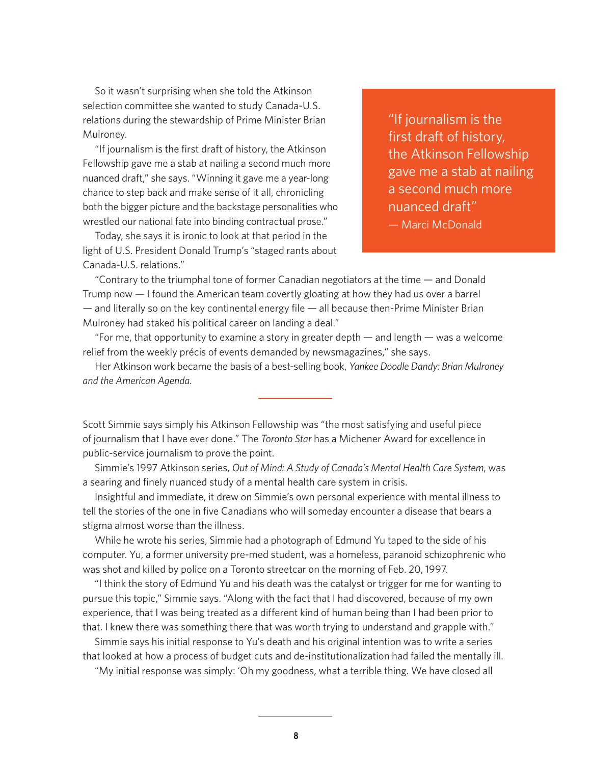So it wasn't surprising when she told the Atkinson selection committee she wanted to study Canada-U.S. relations during the stewardship of Prime Minister Brian Mulroney.

"If journalism is the first draft of history, the Atkinson Fellowship gave me a stab at nailing a second much more nuanced draft," she says. "Winning it gave me a year-long chance to step back and make sense of it all, chronicling both the bigger picture and the backstage personalities who wrestled our national fate into binding contractual prose."

> "If journalism is the first draft of history, the Atkinson Fellowship gave me a stab at nailing a second much more nuanced draft"
> — Marci McDonald

Today, she says it is ironic to look at that period in the light of U.S. President Donald Trump's "staged rants about Canada-U.S. relations."

"Contrary to the triumphal tone of former Canadian negotiators at the time — and Donald Trump now — I found the American team covertly gloating at how they had us over a barrel — and literally so on the key continental energy file — all because then-Prime Minister Brian Mulroney had staked his political career on landing a deal."

"For me, that opportunity to examine a story in greater depth — and length — was a welcome relief from the weekly précis of events demanded by newsmagazines," she says.

Her Atkinson work became the basis of a best-selling book, *Yankee Doodle Dandy: Brian Mulroney and the American Agenda*.

---

Scott Simmie says simply his Atkinson Fellowship was "the most satisfying and useful piece of journalism that I have ever done." The *Toronto Star* has a Michener Award for excellence in public-service journalism to prove the point.

Simmie's 1997 Atkinson series, *Out of Mind: A Study of Canada's Mental Health Care System*, was a searing and finely nuanced study of a mental health care system in crisis.

Insightful and immediate, it drew on Simmie's own personal experience with mental illness to tell the stories of the one in five Canadians who will someday encounter a disease that bears a stigma almost worse than the illness.

While he wrote his series, Simmie had a photograph of Edmund Yu taped to the side of his computer. Yu, a former university pre-med student, was a homeless, paranoid schizophrenic who was shot and killed by police on a Toronto streetcar on the morning of Feb. 20, 1997.

"I think the story of Edmund Yu and his death was the catalyst or trigger for me for wanting to pursue this topic," Simmie says. "Along with the fact that I had discovered, because of my own experience, that I was being treated as a different kind of human being than I had been prior to that. I knew there was something there that was worth trying to understand and grapple with."

Simmie says his initial response to Yu's death and his original intention was to write a series that looked at how a process of budget cuts and de-institutionalization had failed the mentally ill.

"My initial response was simply: 'Oh my goodness, what a terrible thing. We have closed all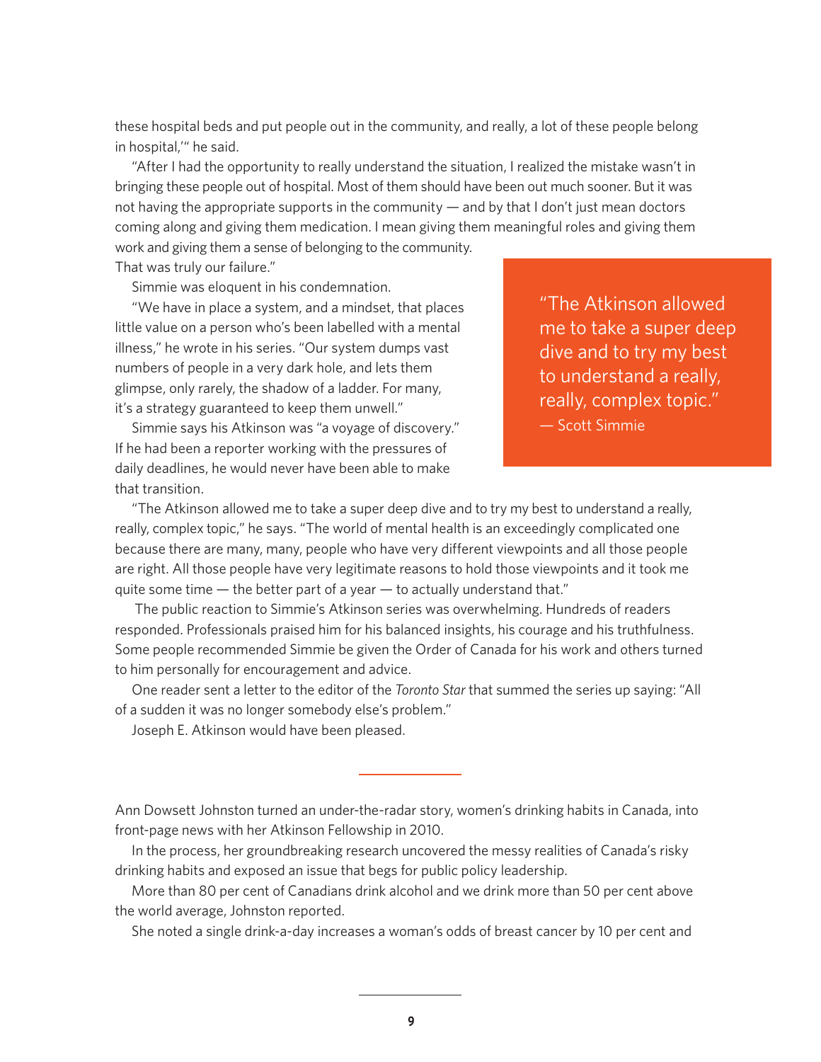these hospital beds and put people out in the community, and really, a lot of these people belong in hospital,'" he said.

"After I had the opportunity to really understand the situation, I realized the mistake wasn't in bringing these people out of hospital. Most of them should have been out much sooner. But it was not having the appropriate supports in the community — and by that I don't just mean doctors coming along and giving them medication. I mean giving them meaningful roles and giving them work and giving them a sense of belonging to the community. That was truly our failure."

Simmie was eloquent in his condemnation.

"We have in place a system, and a mindset, that places little value on a person who's been labelled with a mental illness," he wrote in his series. "Our system dumps vast numbers of people in a very dark hole, and lets them glimpse, only rarely, the shadow of a ladder. For many, it's a strategy guaranteed to keep them unwell."

Simmie says his Atkinson was "a voyage of discovery." If he had been a reporter working with the pressures of daily deadlines, he would never have been able to make that transition.

> "The Atkinson allowed me to take a super deep dive and to try my best to understand a really, really, complex topic."
> — Scott Simmie

"The Atkinson allowed me to take a super deep dive and to try my best to understand a really, really, complex topic," he says. "The world of mental health is an exceedingly complicated one because there are many, many, people who have very different viewpoints and all those people are right. All those people have very legitimate reasons to hold those viewpoints and it took me quite some time — the better part of a year — to actually understand that."

The public reaction to Simmie's Atkinson series was overwhelming. Hundreds of readers responded. Professionals praised him for his balanced insights, his courage and his truthfulness. Some people recommended Simmie be given the Order of Canada for his work and others turned to him personally for encouragement and advice.

One reader sent a letter to the editor of the *Toronto Star* that summed the series up saying: "All of a sudden it was no longer somebody else's problem."

Joseph E. Atkinson would have been pleased.

---

Ann Dowsett Johnston turned an under-the-radar story, women's drinking habits in Canada, into front-page news with her Atkinson Fellowship in 2010.

In the process, her groundbreaking research uncovered the messy realities of Canada's risky drinking habits and exposed an issue that begs for public policy leadership.

More than 80 per cent of Canadians drink alcohol and we drink more than 50 per cent above the world average, Johnston reported.

She noted a single drink-a-day increases a woman's odds of breast cancer by 10 per cent and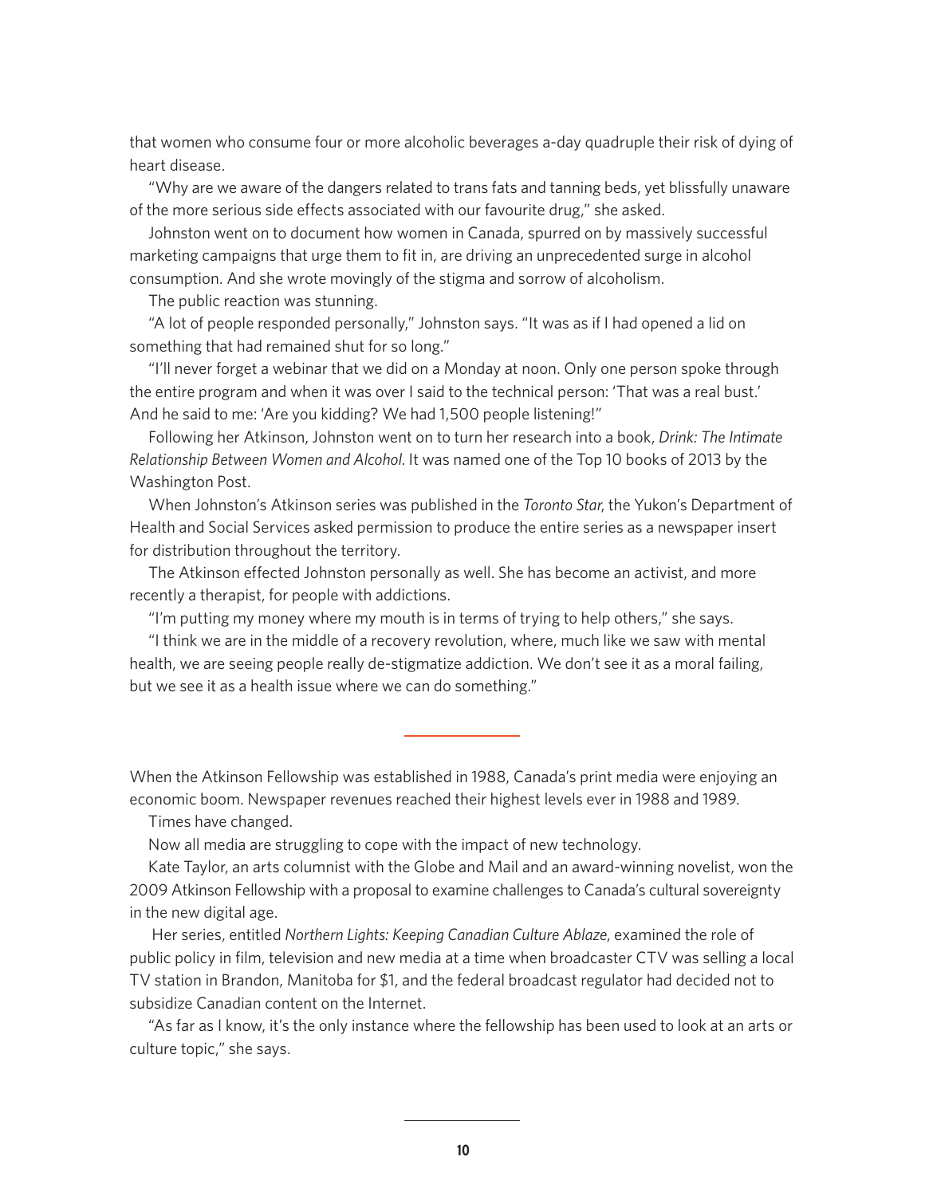that women who consume four or more alcoholic beverages a-day quadruple their risk of dying of heart disease.

"Why are we aware of the dangers related to trans fats and tanning beds, yet blissfully unaware of the more serious side effects associated with our favourite drug," she asked.

Johnston went on to document how women in Canada, spurred on by massively successful marketing campaigns that urge them to fit in, are driving an unprecedented surge in alcohol consumption. And she wrote movingly of the stigma and sorrow of alcoholism.

The public reaction was stunning.

"A lot of people responded personally," Johnston says. "It was as if I had opened a lid on something that had remained shut for so long."

"I'll never forget a webinar that we did on a Monday at noon. Only one person spoke through the entire program and when it was over I said to the technical person: 'That was a real bust.' And he said to me: 'Are you kidding? We had 1,500 people listening!"

Following her Atkinson, Johnston went on to turn her research into a book, *Drink: The Intimate Relationship Between Women and Alcohol*. It was named one of the Top 10 books of 2013 by the Washington Post.

When Johnston's Atkinson series was published in the *Toronto Star*, the Yukon's Department of Health and Social Services asked permission to produce the entire series as a newspaper insert for distribution throughout the territory.

The Atkinson effected Johnston personally as well. She has become an activist, and more recently a therapist, for people with addictions.

"I'm putting my money where my mouth is in terms of trying to help others," she says.

"I think we are in the middle of a recovery revolution, where, much like we saw with mental health, we are seeing people really de-stigmatize addiction. We don't see it as a moral failing, but we see it as a health issue where we can do something."

---

When the Atkinson Fellowship was established in 1988, Canada's print media were enjoying an economic boom. Newspaper revenues reached their highest levels ever in 1988 and 1989.

Times have changed.

Now all media are struggling to cope with the impact of new technology.

Kate Taylor, an arts columnist with the Globe and Mail and an award-winning novelist, won the 2009 Atkinson Fellowship with a proposal to examine challenges to Canada's cultural sovereignty in the new digital age.

Her series, entitled *Northern Lights: Keeping Canadian Culture Ablaze*, examined the role of public policy in film, television and new media at a time when broadcaster CTV was selling a local TV station in Brandon, Manitoba for $1, and the federal broadcast regulator had decided not to subsidize Canadian content on the Internet.

"As far as I know, it's the only instance where the fellowship has been used to look at an arts or culture topic," she says.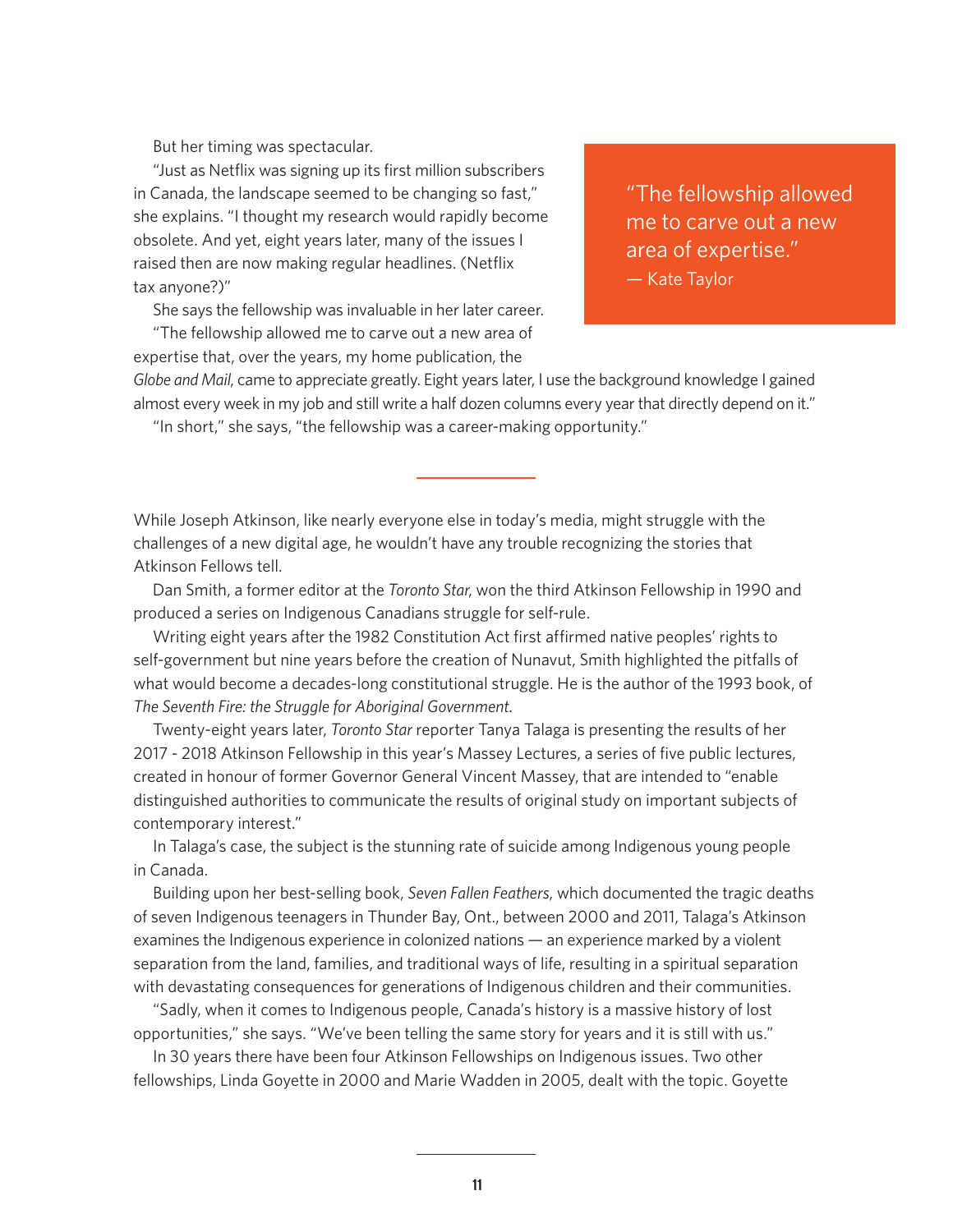But her timing was spectacular.

"Just as Netflix was signing up its first million subscribers in Canada, the landscape seemed to be changing so fast," she explains. "I thought my research would rapidly become obsolete. And yet, eight years later, many of the issues I raised then are now making regular headlines. (Netflix tax anyone?)"

She says the fellowship was invaluable in her later career.

"The fellowship allowed me to carve out a new area of expertise that, over the years, my home publication, the *Globe and Mail*, came to appreciate greatly. Eight years later, I use the background knowledge I gained almost every week in my job and still write a half dozen columns every year that directly depend on it."

> "The fellowship allowed me to carve out a new area of expertise."
> — Kate Taylor

"In short," she says, "the fellowship was a career-making opportunity."

---

While Joseph Atkinson, like nearly everyone else in today's media, might struggle with the challenges of a new digital age, he wouldn't have any trouble recognizing the stories that Atkinson Fellows tell.

Dan Smith, a former editor at the *Toronto Star*, won the third Atkinson Fellowship in 1990 and produced a series on Indigenous Canadians struggle for self-rule.

Writing eight years after the 1982 Constitution Act first affirmed native peoples' rights to self-government but nine years before the creation of Nunavut, Smith highlighted the pitfalls of what would become a decades-long constitutional struggle. He is the author of the 1993 book, of *The Seventh Fire: the Struggle for Aboriginal Government*.

Twenty-eight years later, *Toronto Star* reporter Tanya Talaga is presenting the results of her 2017 - 2018 Atkinson Fellowship in this year's Massey Lectures, a series of five public lectures, created in honour of former Governor General Vincent Massey, that are intended to "enable distinguished authorities to communicate the results of original study on important subjects of contemporary interest."

In Talaga's case, the subject is the stunning rate of suicide among Indigenous young people in Canada.

Building upon her best-selling book, *Seven Fallen Feathers*, which documented the tragic deaths of seven Indigenous teenagers in Thunder Bay, Ont., between 2000 and 2011, Talaga's Atkinson examines the Indigenous experience in colonized nations — an experience marked by a violent separation from the land, families, and traditional ways of life, resulting in a spiritual separation with devastating consequences for generations of Indigenous children and their communities.

"Sadly, when it comes to Indigenous people, Canada's history is a massive history of lost opportunities," she says. "We've been telling the same story for years and it is still with us."

In 30 years there have been four Atkinson Fellowships on Indigenous issues. Two other fellowships, Linda Goyette in 2000 and Marie Wadden in 2005, dealt with the topic. Goyette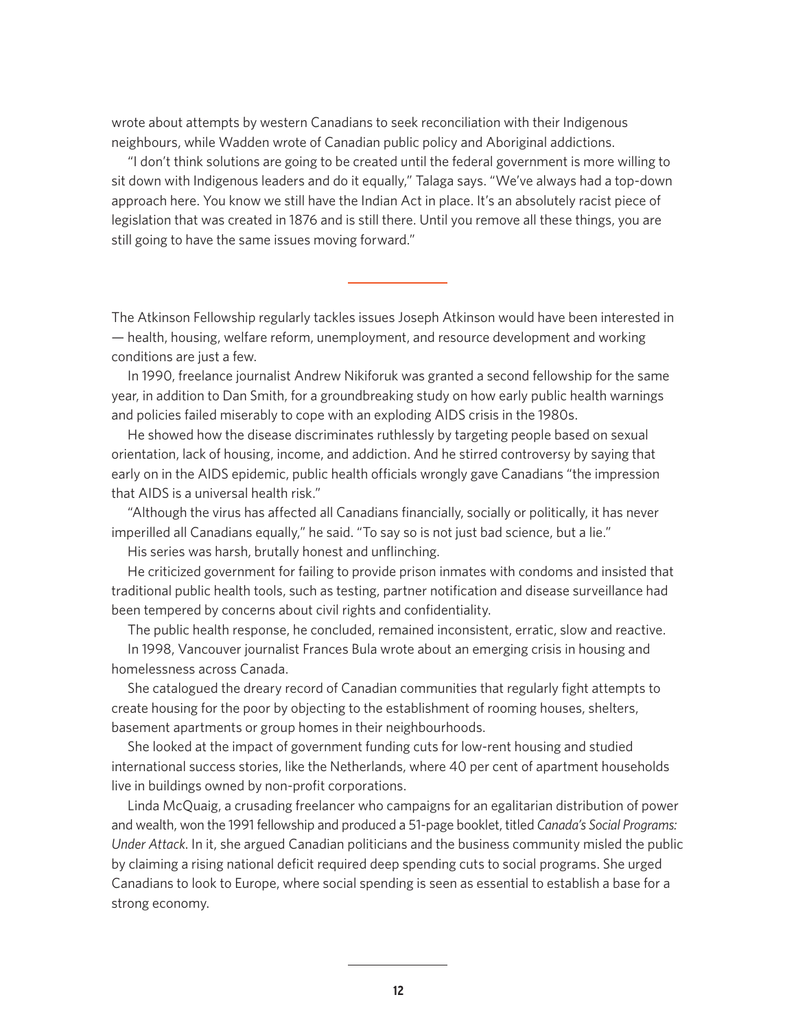wrote about attempts by western Canadians to seek reconciliation with their Indigenous neighbours, while Wadden wrote of Canadian public policy and Aboriginal addictions.

"I don't think solutions are going to be created until the federal government is more willing to sit down with Indigenous leaders and do it equally," Talaga says. "We've always had a top-down approach here. You know we still have the Indian Act in place. It's an absolutely racist piece of legislation that was created in 1876 and is still there. Until you remove all these things, you are still going to have the same issues moving forward."

---

The Atkinson Fellowship regularly tackles issues Joseph Atkinson would have been interested in — health, housing, welfare reform, unemployment, and resource development and working conditions are just a few.

In 1990, freelance journalist Andrew Nikiforuk was granted a second fellowship for the same year, in addition to Dan Smith, for a groundbreaking study on how early public health warnings and policies failed miserably to cope with an exploding AIDS crisis in the 1980s.

He showed how the disease discriminates ruthlessly by targeting people based on sexual orientation, lack of housing, income, and addiction. And he stirred controversy by saying that early on in the AIDS epidemic, public health officials wrongly gave Canadians "the impression that AIDS is a universal health risk."

"Although the virus has affected all Canadians financially, socially or politically, it has never imperilled all Canadians equally," he said. "To say so is not just bad science, but a lie."

His series was harsh, brutally honest and unflinching.

He criticized government for failing to provide prison inmates with condoms and insisted that traditional public health tools, such as testing, partner notification and disease surveillance had been tempered by concerns about civil rights and confidentiality.

The public health response, he concluded, remained inconsistent, erratic, slow and reactive.

In 1998, Vancouver journalist Frances Bula wrote about an emerging crisis in housing and homelessness across Canada.

She catalogued the dreary record of Canadian communities that regularly fight attempts to create housing for the poor by objecting to the establishment of rooming houses, shelters, basement apartments or group homes in their neighbourhoods.

She looked at the impact of government funding cuts for low-rent housing and studied international success stories, like the Netherlands, where 40 per cent of apartment households live in buildings owned by non-profit corporations.

Linda McQuaig, a crusading freelancer who campaigns for an egalitarian distribution of power and wealth, won the 1991 fellowship and produced a 51-page booklet, titled *Canada's Social Programs: Under Attack*. In it, she argued Canadian politicians and the business community misled the public by claiming a rising national deficit required deep spending cuts to social programs. She urged Canadians to look to Europe, where social spending is seen as essential to establish a base for a strong economy.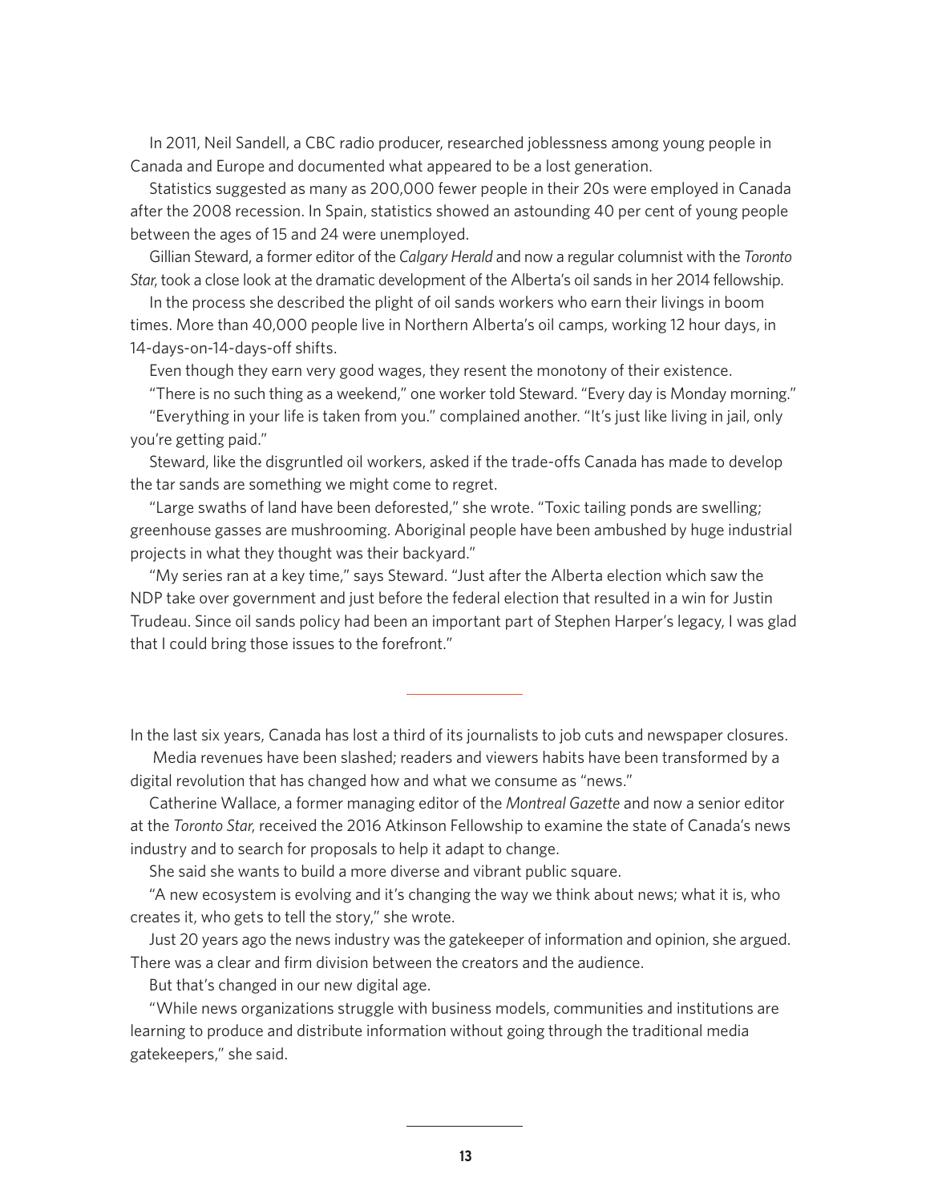In 2011, Neil Sandell, a CBC radio producer, researched joblessness among young people in Canada and Europe and documented what appeared to be a lost generation.

Statistics suggested as many as 200,000 fewer people in their 20s were employed in Canada after the 2008 recession. In Spain, statistics showed an astounding 40 per cent of young people between the ages of 15 and 24 were unemployed.

Gillian Steward, a former editor of the *Calgary Herald* and now a regular columnist with the *Toronto Star*, took a close look at the dramatic development of the Alberta's oil sands in her 2014 fellowship.

In the process she described the plight of oil sands workers who earn their livings in boom times. More than 40,000 people live in Northern Alberta's oil camps, working 12 hour days, in 14-days-on-14-days-off shifts.

Even though they earn very good wages, they resent the monotony of their existence.

"There is no such thing as a weekend," one worker told Steward. "Every day is Monday morning."

"Everything in your life is taken from you." complained another. "It's just like living in jail, only you're getting paid."

Steward, like the disgruntled oil workers, asked if the trade-offs Canada has made to develop the tar sands are something we might come to regret.

"Large swaths of land have been deforested," she wrote. "Toxic tailing ponds are swelling; greenhouse gasses are mushrooming. Aboriginal people have been ambushed by huge industrial projects in what they thought was their backyard."

"My series ran at a key time," says Steward. "Just after the Alberta election which saw the NDP take over government and just before the federal election that resulted in a win for Justin Trudeau. Since oil sands policy had been an important part of Stephen Harper's legacy, I was glad that I could bring those issues to the forefront."

---

In the last six years, Canada has lost a third of its journalists to job cuts and newspaper closures.

Media revenues have been slashed; readers and viewers habits have been transformed by a digital revolution that has changed how and what we consume as "news."

Catherine Wallace, a former managing editor of the *Montreal Gazette* and now a senior editor at the *Toronto Star*, received the 2016 Atkinson Fellowship to examine the state of Canada's news industry and to search for proposals to help it adapt to change.

She said she wants to build a more diverse and vibrant public square.

"A new ecosystem is evolving and it's changing the way we think about news; what it is, who creates it, who gets to tell the story," she wrote.

Just 20 years ago the news industry was the gatekeeper of information and opinion, she argued. There was a clear and firm division between the creators and the audience.

But that's changed in our new digital age.

"While news organizations struggle with business models, communities and institutions are learning to produce and distribute information without going through the traditional media gatekeepers," she said.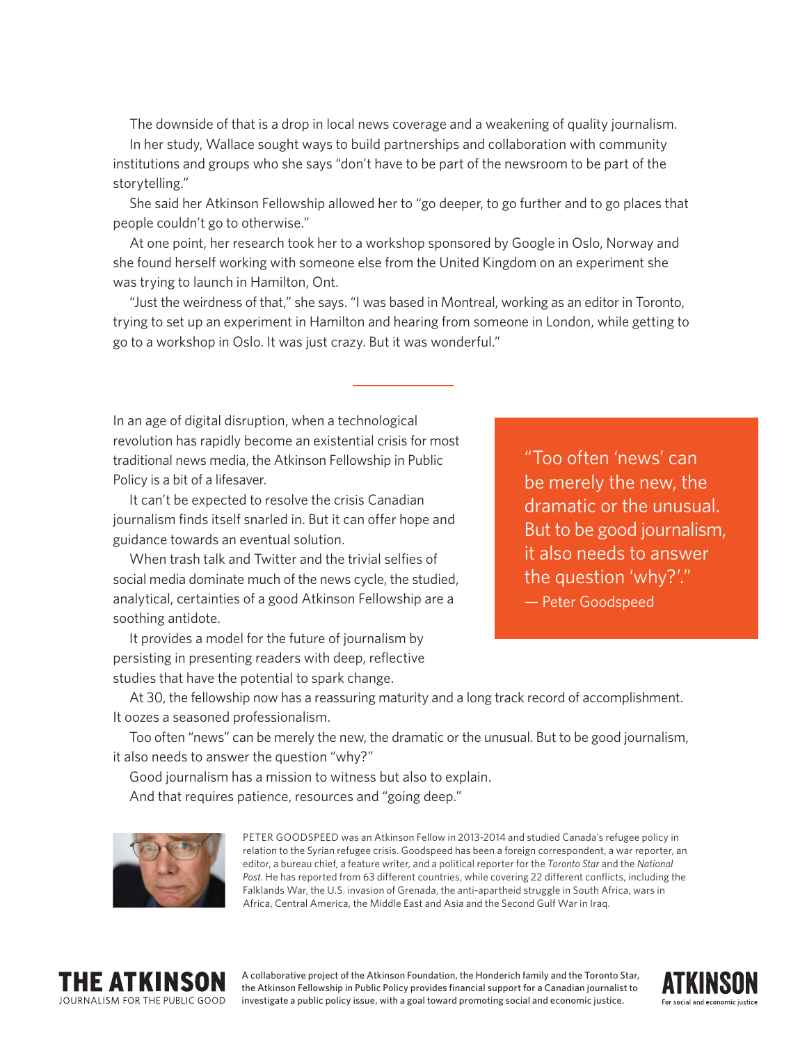The downside of that is a drop in local news coverage and a weakening of quality journalism.

In her study, Wallace sought ways to build partnerships and collaboration with community institutions and groups who she says "don't have to be part of the newsroom to be part of the storytelling."

She said her Atkinson Fellowship allowed her to "go deeper, to go further and to go places that people couldn't go to otherwise."

At one point, her research took her to a workshop sponsored by Google in Oslo, Norway and she found herself working with someone else from the United Kingdom on an experiment she was trying to launch in Hamilton, Ont.

"Just the weirdness of that," she says. "I was based in Montreal, working as an editor in Toronto, trying to set up an experiment in Hamilton and hearing from someone in London, while getting to go to a workshop in Oslo. It was just crazy. But it was wonderful."

---

In an age of digital disruption, when a technological revolution has rapidly become an existential crisis for most traditional news media, the Atkinson Fellowship in Public Policy is a bit of a lifesaver.

It can't be expected to resolve the crisis Canadian journalism finds itself snarled in. But it can offer hope and guidance towards an eventual solution.

When trash talk and Twitter and the trivial selfies of social media dominate much of the news cycle, the studied, analytical, certainties of a good Atkinson Fellowship are a soothing antidote.

It provides a model for the future of journalism by persisting in presenting readers with deep, reflective studies that have the potential to spark change.

> "Too often 'news' can be merely the new, the dramatic or the unusual. But to be good journalism, it also needs to answer the question 'why?'."
> — Peter Goodspeed

At 30, the fellowship now has a reassuring maturity and a long track record of accomplishment. It oozes a seasoned professionalism.

Too often "news" can be merely the new, the dramatic or the unusual. But to be good journalism, it also needs to answer the question "why?"

Good journalism has a mission to witness but also to explain.

And that requires patience, resources and "going deep."

PETER GOODSPEED was an Atkinson Fellow in 2013-2014 and studied Canada's refugee policy in relation to the Syrian refugee crisis. Goodspeed has been a foreign correspondent, a war reporter, an editor, a bureau chief, a feature writer, and a political reporter for the *Toronto Star* and the *National Post*. He has reported from 63 different countries, while covering 22 different conflicts, including the Falklands War, the U.S. invasion of Grenada, the anti-apartheid struggle in South Africa, wars in Africa, Central America, the Middle East and Asia and the Second Gulf War in Iraq.

THE ATKINSON
JOURNALISM FOR THE PUBLIC GOOD

A collaborative project of the Atkinson Foundation, the Honderich family and the Toronto Star, the Atkinson Fellowship in Public Policy provides financial support for a Canadian journalist to investigate a public policy issue, with a goal toward promoting social and economic justice.

ATKINSON
For social and economic justice